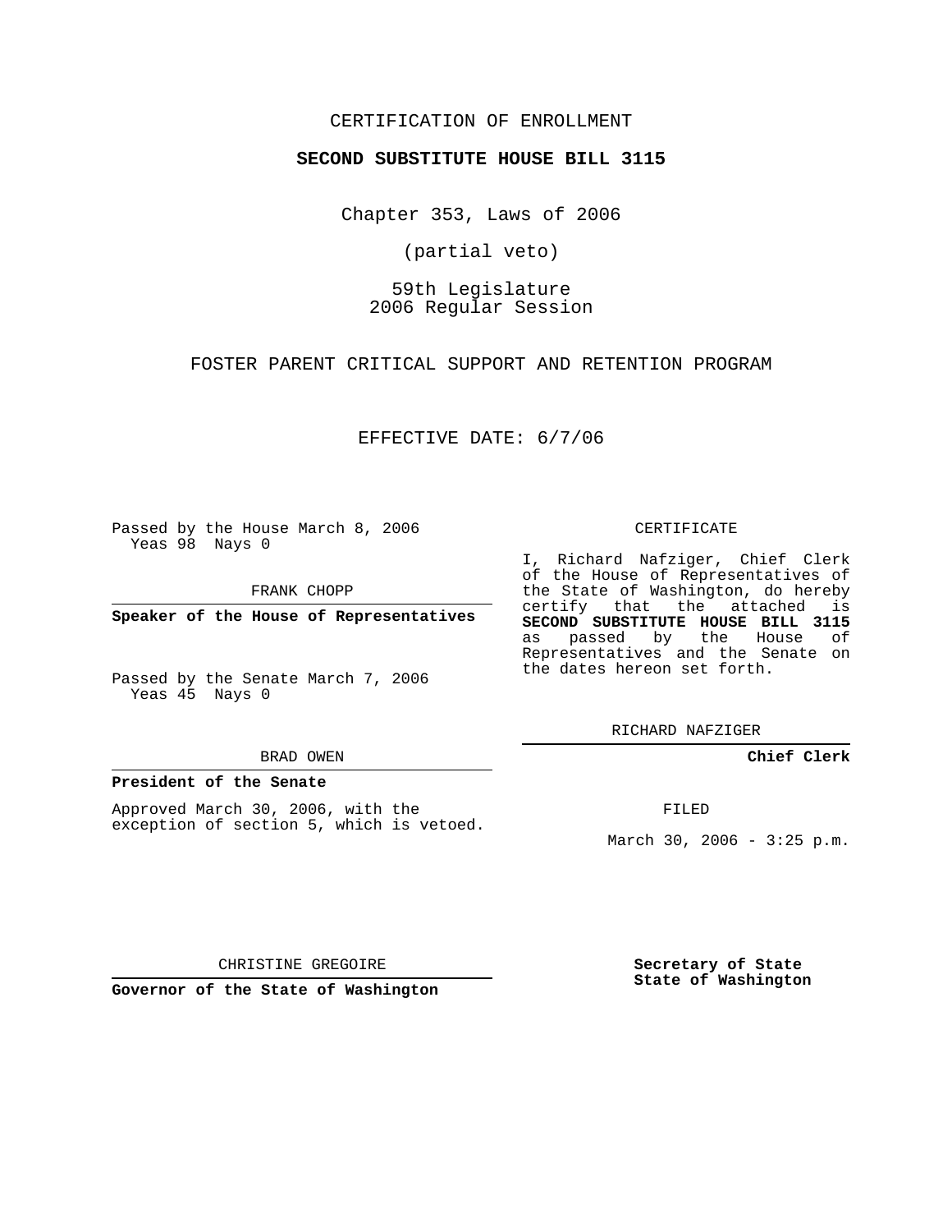CERTIFICATION OF ENROLLMENT

**SECOND SUBSTITUTE HOUSE BILL 3115**

Chapter 353, Laws of 2006

(partial veto)

59th Legislature
2006 Regular Session

FOSTER PARENT CRITICAL SUPPORT AND RETENTION PROGRAM

EFFECTIVE DATE: 6/7/06

Passed by the House March 8, 2006
Yeas 98 Nays 0

FRANK CHOPP

**Speaker of the House of Representatives**

Passed by the Senate March 7, 2006
Yeas 45 Nays 0

BRAD OWEN

**President of the Senate**

Approved March 30, 2006, with the exception of section 5, which is vetoed.

CHRISTINE GREGOIRE

**Governor of the State of Washington**

CERTIFICATE

I, Richard Nafziger, Chief Clerk of the House of Representatives of the State of Washington, do hereby certify that the attached is **SECOND SUBSTITUTE HOUSE BILL 3115** as passed by the House of Representatives and the Senate on the dates hereon set forth.

RICHARD NAFZIGER

**Chief Clerk**

FILED

March 30, 2006 - 3:25 p.m.

**Secretary of State**
**State of Washington**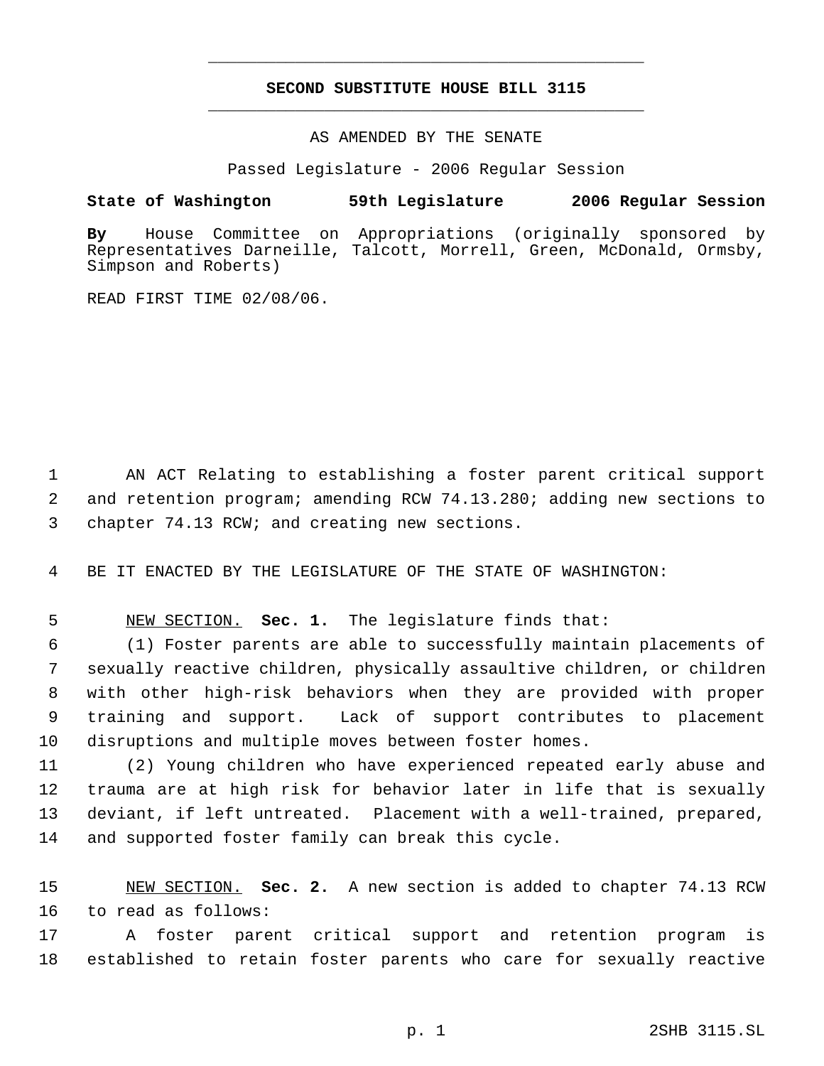# SECOND SUBSTITUTE HOUSE BILL 3115

AS AMENDED BY THE SENATE

Passed Legislature - 2006 Regular Session

**State of Washington 59th Legislature 2006 Regular Session**

**By** House Committee on Appropriations (originally sponsored by Representatives Darneille, Talcott, Morrell, Green, McDonald, Ormsby, Simpson and Roberts)

READ FIRST TIME 02/08/06.

AN ACT Relating to establishing a foster parent critical support and retention program; amending RCW 74.13.280; adding new sections to chapter 74.13 RCW; and creating new sections.

BE IT ENACTED BY THE LEGISLATURE OF THE STATE OF WASHINGTON:

NEW SECTION. **Sec. 1.** The legislature finds that:

(1) Foster parents are able to successfully maintain placements of sexually reactive children, physically assaultive children, or children with other high-risk behaviors when they are provided with proper training and support. Lack of support contributes to placement disruptions and multiple moves between foster homes.

(2) Young children who have experienced repeated early abuse and trauma are at high risk for behavior later in life that is sexually deviant, if left untreated. Placement with a well-trained, prepared, and supported foster family can break this cycle.

NEW SECTION. **Sec. 2.** A new section is added to chapter 74.13 RCW to read as follows:

A foster parent critical support and retention program is established to retain foster parents who care for sexually reactive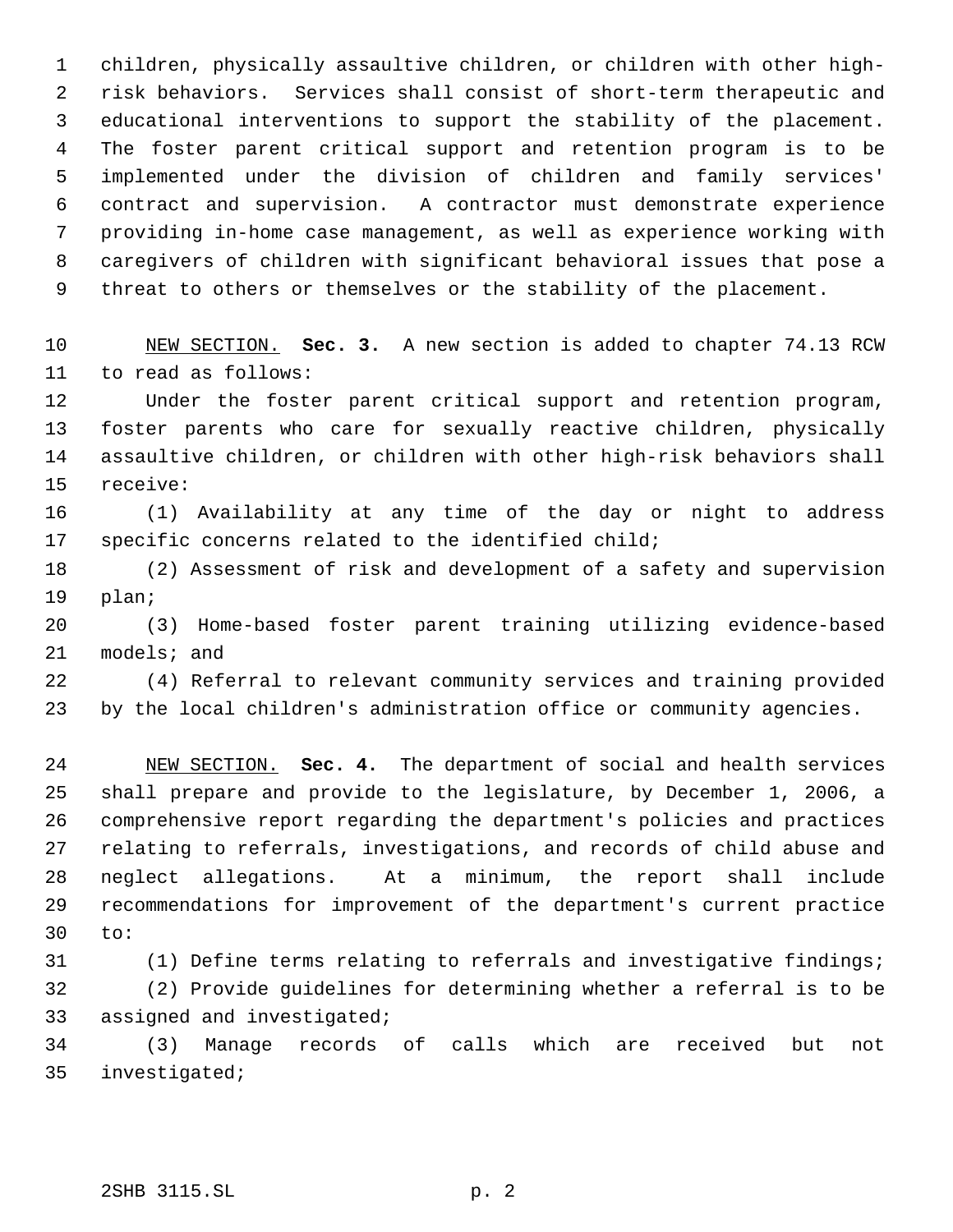children, physically assaultive children, or children with other high-risk behaviors. Services shall consist of short-term therapeutic and educational interventions to support the stability of the placement. The foster parent critical support and retention program is to be implemented under the division of children and family services' contract and supervision. A contractor must demonstrate experience providing in-home case management, as well as experience working with caregivers of children with significant behavioral issues that pose a threat to others or themselves or the stability of the placement.

NEW SECTION. **Sec. 3.** A new section is added to chapter 74.13 RCW to read as follows:

Under the foster parent critical support and retention program, foster parents who care for sexually reactive children, physically assaultive children, or children with other high-risk behaviors shall receive:

(1) Availability at any time of the day or night to address specific concerns related to the identified child;

(2) Assessment of risk and development of a safety and supervision plan;

(3) Home-based foster parent training utilizing evidence-based models; and

(4) Referral to relevant community services and training provided by the local children's administration office or community agencies.

NEW SECTION. **Sec. 4.** The department of social and health services shall prepare and provide to the legislature, by December 1, 2006, a comprehensive report regarding the department's policies and practices relating to referrals, investigations, and records of child abuse and neglect allegations. At a minimum, the report shall include recommendations for improvement of the department's current practice to:

(1) Define terms relating to referrals and investigative findings;

(2) Provide guidelines for determining whether a referral is to be assigned and investigated;

(3) Manage records of calls which are received but not investigated;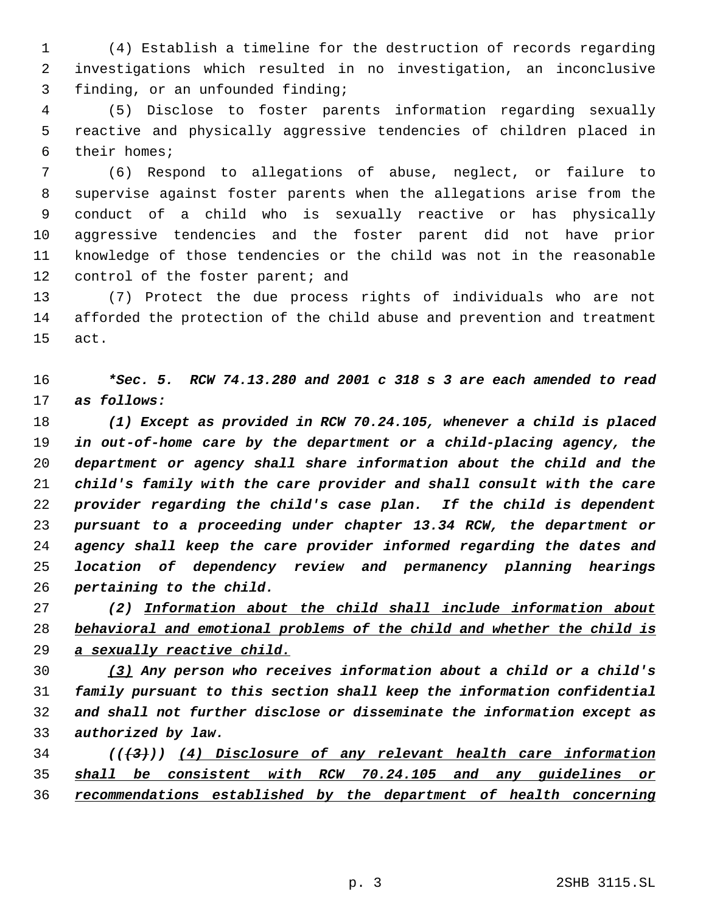(4) Establish a timeline for the destruction of records regarding investigations which resulted in no investigation, an inconclusive finding, or an unfounded finding;

(5) Disclose to foster parents information regarding sexually reactive and physically aggressive tendencies of children placed in their homes;

(6) Respond to allegations of abuse, neglect, or failure to supervise against foster parents when the allegations arise from the conduct of a child who is sexually reactive or has physically aggressive tendencies and the foster parent did not have prior knowledge of those tendencies or the child was not in the reasonable control of the foster parent; and

(7) Protect the due process rights of individuals who are not afforded the protection of the child abuse and prevention and treatment act.

***Sec. 5. RCW 74.13.280 and 2001 c 318 s 3 are each amended to read as follows:***

*(1) Except as provided in RCW 70.24.105, whenever a child is placed in out-of-home care by the department or a child-placing agency, the department or agency shall share information about the child and the child's family with the care provider and shall consult with the care provider regarding the child's case plan. If the child is dependent pursuant to a proceeding under chapter 13.34 RCW, the department or agency shall keep the care provider informed regarding the dates and location of dependency review and permanency planning hearings pertaining to the child.*

*(2) <u>Information about the child shall include information about behavioral and emotional problems of the child and whether the child is a sexually reactive child.</u>*

*<u>(3)</u> Any person who receives information about a child or a child's family pursuant to this section shall keep the information confidential and shall not further disclose or disseminate the information except as authorized by law.*

*((~~(3)~~)) <u>(4) Disclosure of any relevant health care information shall be consistent with RCW 70.24.105 and any guidelines or recommendations established by the department of health concerning</u>*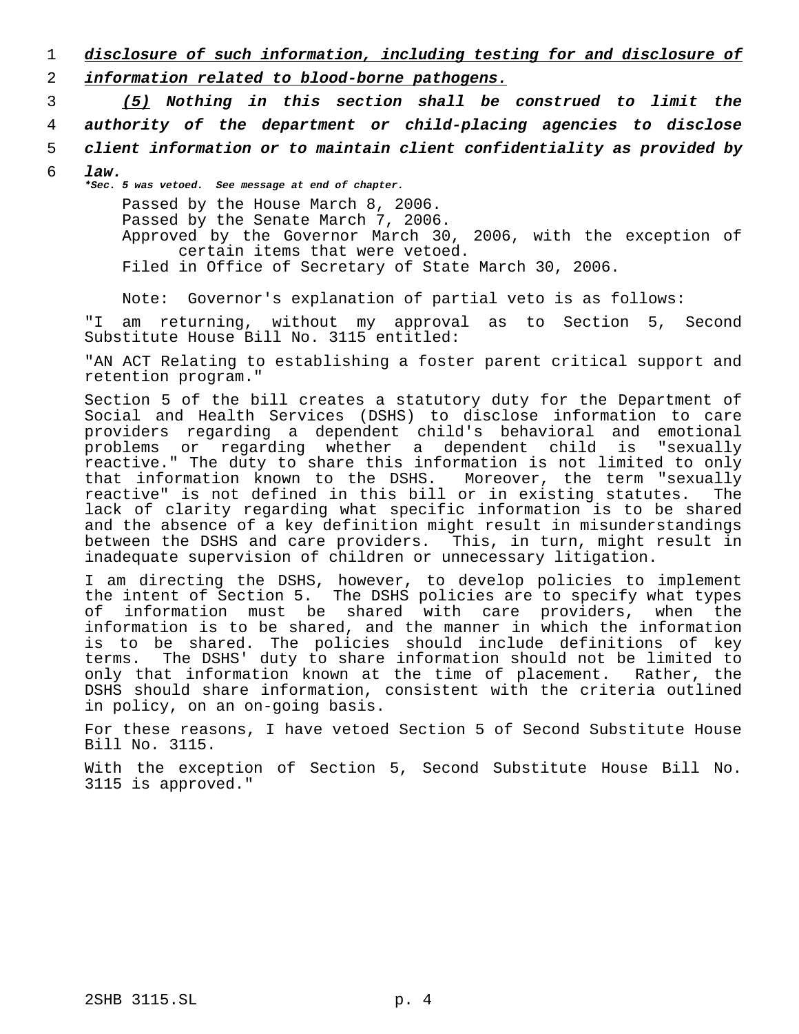***disclosure of such information, including testing for and disclosure of information related to blood-borne pathogens.***

***(5) Nothing in this section shall be construed to limit the authority of the department or child-placing agencies to disclose client information or to maintain client confidentiality as provided by law.***

****Sec. 5 was vetoed. See message at end of chapter.***

Passed by the House March 8, 2006.
Passed by the Senate March 7, 2006.
Approved by the Governor March 30, 2006, with the exception of certain items that were vetoed.
Filed in Office of Secretary of State March 30, 2006.

Note: Governor's explanation of partial veto is as follows:

"I am returning, without my approval as to Section 5, Second Substitute House Bill No. 3115 entitled:

"AN ACT Relating to establishing a foster parent critical support and retention program."

Section 5 of the bill creates a statutory duty for the Department of Social and Health Services (DSHS) to disclose information to care providers regarding a dependent child's behavioral and emotional problems or regarding whether a dependent child is "sexually reactive." The duty to share this information is not limited to only that information known to the DSHS. Moreover, the term "sexually reactive" is not defined in this bill or in existing statutes. The lack of clarity regarding what specific information is to be shared and the absence of a key definition might result in misunderstandings between the DSHS and care providers. This, in turn, might result in inadequate supervision of children or unnecessary litigation.

I am directing the DSHS, however, to develop policies to implement the intent of Section 5. The DSHS policies are to specify what types of information must be shared with care providers, when the information is to be shared, and the manner in which the information is to be shared. The policies should include definitions of key terms. The DSHS' duty to share information should not be limited to only that information known at the time of placement. Rather, the DSHS should share information, consistent with the criteria outlined in policy, on an on-going basis.

For these reasons, I have vetoed Section 5 of Second Substitute House Bill No. 3115.

With the exception of Section 5, Second Substitute House Bill No. 3115 is approved."